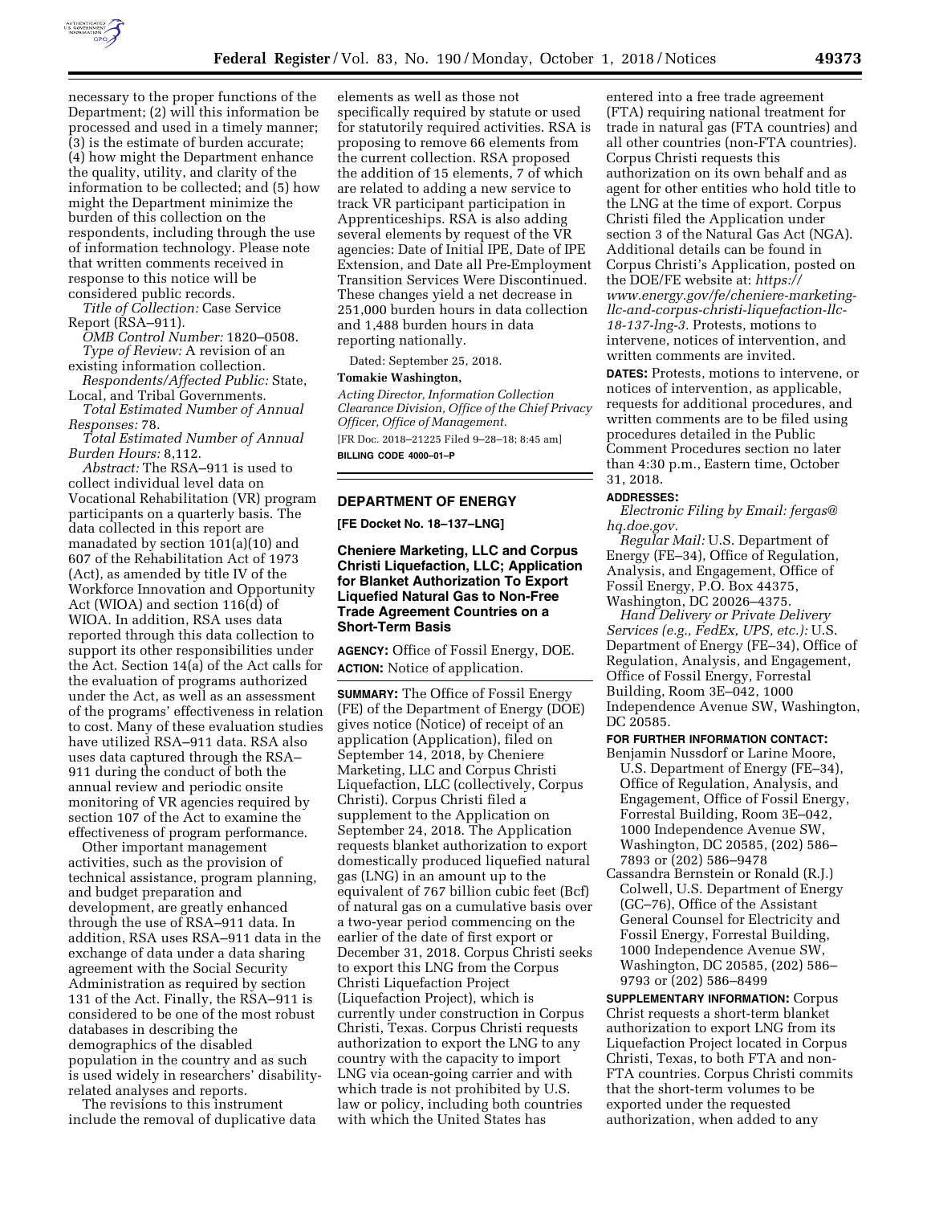necessary to the proper functions of the Department; (2) will this information be processed and used in a timely manner; (3) is the estimate of burden accurate; (4) how might the Department enhance the quality, utility, and clarity of the information to be collected; and (5) how might the Department minimize the burden of this collection on the respondents, including through the use of information technology. Please note that written comments received in response to this notice will be considered public records.

*Title of Collection:* Case Service Report (RSA–911).

*OMB Control Number:* 1820–0508.

*Type of Review:* A revision of an existing information collection.

*Respondents/Affected Public:* State, Local, and Tribal Governments.

*Total Estimated Number of Annual Responses:* 78.

*Total Estimated Number of Annual Burden Hours:* 8,112.

*Abstract:* The RSA–911 is used to collect individual level data on Vocational Rehabilitation (VR) program participants on a quarterly basis. The data collected in this report are manadated by section 101(a)(10) and 607 of the Rehabilitation Act of 1973 (Act), as amended by title IV of the Workforce Innovation and Opportunity Act (WIOA) and section 116(d) of WIOA. In addition, RSA uses data reported through this data collection to support its other responsibilities under the Act. Section 14(a) of the Act calls for the evaluation of programs authorized under the Act, as well as an assessment of the programs' effectiveness in relation to cost. Many of these evaluation studies have utilized RSA–911 data. RSA also uses data captured through the RSA–911 during the conduct of both the annual review and periodic onsite monitoring of VR agencies required by section 107 of the Act to examine the effectiveness of program performance.

Other important management activities, such as the provision of technical assistance, program planning, and budget preparation and development, are greatly enhanced through the use of RSA–911 data. In addition, RSA uses RSA–911 data in the exchange of data under a data sharing agreement with the Social Security Administration as required by section 131 of the Act. Finally, the RSA–911 is considered to be one of the most robust databases in describing the demographics of the disabled population in the country and as such is used widely in researchers' disability-related analyses and reports.

The revisions to this instrument include the removal of duplicative data elements as well as those not specifically required by statute or used for statutorily required activities. RSA is proposing to remove 66 elements from the current collection. RSA proposed the addition of 15 elements, 7 of which are related to adding a new service to track VR participant participation in Apprenticeships. RSA is also adding several elements by request of the VR agencies: Date of Initial IPE, Date of IPE Extension, and Date all Pre-Employment Transition Services Were Discontinued. These changes yield a net decrease in 251,000 burden hours in data collection and 1,488 burden hours in data reporting nationally.

Dated: September 25, 2018.

**Tomakie Washington,**

*Acting Director, Information Collection Clearance Division, Office of the Chief Privacy Officer, Office of Management.*

[FR Doc. 2018–21225 Filed 9–28–18; 8:45 am]

**BILLING CODE 4000–01–P**

## DEPARTMENT OF ENERGY

**[FE Docket No. 18–137–LNG]**

### Cheniere Marketing, LLC and Corpus Christi Liquefaction, LLC; Application for Blanket Authorization To Export Liquefied Natural Gas to Non-Free Trade Agreement Countries on a Short-Term Basis

**AGENCY:** Office of Fossil Energy, DOE.

**ACTION:** Notice of application.

**SUMMARY:** The Office of Fossil Energy (FE) of the Department of Energy (DOE) gives notice (Notice) of receipt of an application (Application), filed on September 14, 2018, by Cheniere Marketing, LLC and Corpus Christi Liquefaction, LLC (collectively, Corpus Christi). Corpus Christi filed a supplement to the Application on September 24, 2018. The Application requests blanket authorization to export domestically produced liquefied natural gas (LNG) in an amount up to the equivalent of 767 billion cubic feet (Bcf) of natural gas on a cumulative basis over a two-year period commencing on the earlier of the date of first export or December 31, 2018. Corpus Christi seeks to export this LNG from the Corpus Christi Liquefaction Project (Liquefaction Project), which is currently under construction in Corpus Christi, Texas. Corpus Christi requests authorization to export the LNG to any country with the capacity to import LNG via ocean-going carrier and with which trade is not prohibited by U.S. law or policy, including both countries with which the United States has entered into a free trade agreement (FTA) requiring national treatment for trade in natural gas (FTA countries) and all other countries (non-FTA countries). Corpus Christi requests this authorization on its own behalf and as agent for other entities who hold title to the LNG at the time of export. Corpus Christi filed the Application under section 3 of the Natural Gas Act (NGA). Additional details can be found in Corpus Christi's Application, posted on the DOE/FE website at: *https://www.energy.gov/fe/cheniere-marketing-llc-and-corpus-christi-liquefaction-llc-18-137-lng-3.* Protests, motions to intervene, notices of intervention, and written comments are invited.

**DATES:** Protests, motions to intervene, or notices of intervention, as applicable, requests for additional procedures, and written comments are to be filed using procedures detailed in the Public Comment Procedures section no later than 4:30 p.m., Eastern time, October 31, 2018.

**ADDRESSES:**

*Electronic Filing by Email: fergas@hq.doe.gov.*

*Regular Mail:* U.S. Department of Energy (FE–34), Office of Regulation, Analysis, and Engagement, Office of Fossil Energy, P.O. Box 44375, Washington, DC 20026–4375.

*Hand Delivery or Private Delivery Services (e.g., FedEx, UPS, etc.):* U.S. Department of Energy (FE–34), Office of Regulation, Analysis, and Engagement, Office of Fossil Energy, Forrestal Building, Room 3E–042, 1000 Independence Avenue SW, Washington, DC 20585.

**FOR FURTHER INFORMATION CONTACT:**

Benjamin Nussdorf or Larine Moore, U.S. Department of Energy (FE–34), Office of Regulation, Analysis, and Engagement, Office of Fossil Energy, Forrestal Building, Room 3E–042, 1000 Independence Avenue SW, Washington, DC 20585, (202) 586–7893 or (202) 586–9478

Cassandra Bernstein or Ronald (R.J.) Colwell, U.S. Department of Energy (GC–76), Office of the Assistant General Counsel for Electricity and Fossil Energy, Forrestal Building, 1000 Independence Avenue SW, Washington, DC 20585, (202) 586–9793 or (202) 586–8499

**SUPPLEMENTARY INFORMATION:** Corpus Christ requests a short-term blanket authorization to export LNG from its Liquefaction Project located in Corpus Christi, Texas, to both FTA and non-FTA countries. Corpus Christi commits that the short-term volumes to be exported under the requested authorization, when added to any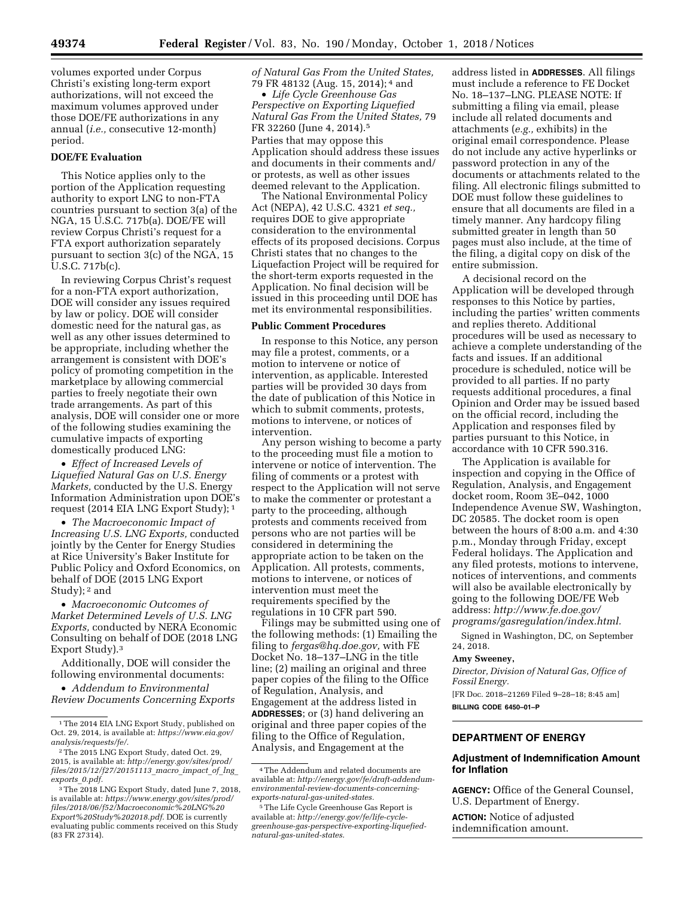volumes exported under Corpus Christi's existing long-term export authorizations, will not exceed the maximum volumes approved under those DOE/FE authorizations in any annual (*i.e.,* consecutive 12-month) period.

**DOE/FE Evaluation**

This Notice applies only to the portion of the Application requesting authority to export LNG to non-FTA countries pursuant to section 3(a) of the NGA, 15 U.S.C. 717b(a). DOE/FE will review Corpus Christi's request for a FTA export authorization separately pursuant to section 3(c) of the NGA, 15 U.S.C. 717b(c).

In reviewing Corpus Christ's request for a non-FTA export authorization, DOE will consider any issues required by law or policy. DOE will consider domestic need for the natural gas, as well as any other issues determined to be appropriate, including whether the arrangement is consistent with DOE's policy of promoting competition in the marketplace by allowing commercial parties to freely negotiate their own trade arrangements. As part of this analysis, DOE will consider one or more of the following studies examining the cumulative impacts of exporting domestically produced LNG:

- *Effect of Increased Levels of Liquefied Natural Gas on U.S. Energy Markets,* conducted by the U.S. Energy Information Administration upon DOE's request (2014 EIA LNG Export Study); [1]
- *The Macroeconomic Impact of Increasing U.S. LNG Exports,* conducted jointly by the Center for Energy Studies at Rice University's Baker Institute for Public Policy and Oxford Economics, on behalf of DOE (2015 LNG Export Study); [2] and
- *Macroeconomic Outcomes of Market Determined Levels of U.S. LNG Exports,* conducted by NERA Economic Consulting on behalf of DOE (2018 LNG Export Study).[3]

Additionally, DOE will consider the following environmental documents:

- *Addendum to Environmental Review Documents Concerning Exports of Natural Gas From the United States,* 79 FR 48132 (Aug. 15, 2014); [4] and
- *Life Cycle Greenhouse Gas Perspective on Exporting Liquefied Natural Gas From the United States,* 79 FR 32260 (June 4, 2014).[5]

Parties that may oppose this Application should address these issues and documents in their comments and/or protests, as well as other issues deemed relevant to the Application.

The National Environmental Policy Act (NEPA), 42 U.S.C. 4321 *et seq.,* requires DOE to give appropriate consideration to the environmental effects of its proposed decisions. Corpus Christi states that no changes to the Liquefaction Project will be required for the short-term exports requested in the Application. No final decision will be issued in this proceeding until DOE has met its environmental responsibilities.

**Public Comment Procedures**

In response to this Notice, any person may file a protest, comments, or a motion to intervene or notice of intervention, as applicable. Interested parties will be provided 30 days from the date of publication of this Notice in which to submit comments, protests, motions to intervene, or notices of intervention.

Any person wishing to become a party to the proceeding must file a motion to intervene or notice of intervention. The filing of comments or a protest with respect to the Application will not serve to make the commenter or protestant a party to the proceeding, although protests and comments received from persons who are not parties will be considered in determining the appropriate action to be taken on the Application. All protests, comments, motions to intervene, or notices of intervention must meet the requirements specified by the regulations in 10 CFR part 590.

Filings may be submitted using one of the following methods: (1) Emailing the filing to *fergas@hq.doe.gov,* with FE Docket No. 18–137–LNG in the title line; (2) mailing an original and three paper copies of the filing to the Office of Regulation, Analysis, and Engagement at the address listed in **ADDRESSES**; or (3) hand delivering an original and three paper copies of the filing to the Office of Regulation, Analysis, and Engagement at the address listed in **ADDRESSES**. All filings must include a reference to FE Docket No. 18–137–LNG. PLEASE NOTE: If submitting a filing via email, please include all related documents and attachments (*e.g.,* exhibits) in the original email correspondence. Please do not include any active hyperlinks or password protection in any of the documents or attachments related to the filing. All electronic filings submitted to DOE must follow these guidelines to ensure that all documents are filed in a timely manner. Any hardcopy filing submitted greater in length than 50 pages must also include, at the time of the filing, a digital copy on disk of the entire submission.

A decisional record on the Application will be developed through responses to this Notice by parties, including the parties' written comments and replies thereto. Additional procedures will be used as necessary to achieve a complete understanding of the facts and issues. If an additional procedure is scheduled, notice will be provided to all parties. If no party requests additional procedures, a final Opinion and Order may be issued based on the official record, including the Application and responses filed by parties pursuant to this Notice, in accordance with 10 CFR 590.316.

The Application is available for inspection and copying in the Office of Regulation, Analysis, and Engagement docket room, Room 3E–042, 1000 Independence Avenue SW, Washington, DC 20585. The docket room is open between the hours of 8:00 a.m. and 4:30 p.m., Monday through Friday, except Federal holidays. The Application and any filed protests, motions to intervene, notices of interventions, and comments will also be available electronically by going to the following DOE/FE Web address: *http://www.fe.doe.gov/programs/gasregulation/index.html.*

Signed in Washington, DC, on September 24, 2018.

**Amy Sweeney,**

*Director, Division of Natural Gas, Office of Fossil Energy.*

[FR Doc. 2018–21269 Filed 9–28–18; 8:45 am]

**BILLING CODE 6450–01–P**

---

[1] The 2014 EIA LNG Export Study, published on Oct. 29, 2014, is available at: *https://www.eia.gov/analysis/requests/fe/.*

[2] The 2015 LNG Export Study, dated Oct. 29, 2015, is available at: *http://energy.gov/sites/prod/files/2015/12/f27/20151113_macro_impact_of_lng_exports_0.pdf.*

[3] The 2018 LNG Export Study, dated June 7, 2018, is available at: *https://www.energy.gov/sites/prod/files/2018/06/f52/Macroeconomic%20LNG%20Export%20Study%202018.pdf.* DOE is currently evaluating public comments received on this Study (83 FR 27314).

[4] The Addendum and related documents are available at: *http://energy.gov/fe/draft-addendum-environmental-review-documents-concerning-exports-natural-gas-united-states.*

[5] The Life Cycle Greenhouse Gas Report is available at: *http://energy.gov/fe/life-cycle-greenhouse-gas-perspective-exporting-liquefied-natural-gas-united-states.*

---

## DEPARTMENT OF ENERGY

### Adjustment of Indemnification Amount for Inflation

**AGENCY:** Office of the General Counsel, U.S. Department of Energy.

**ACTION:** Notice of adjusted indemnification amount.